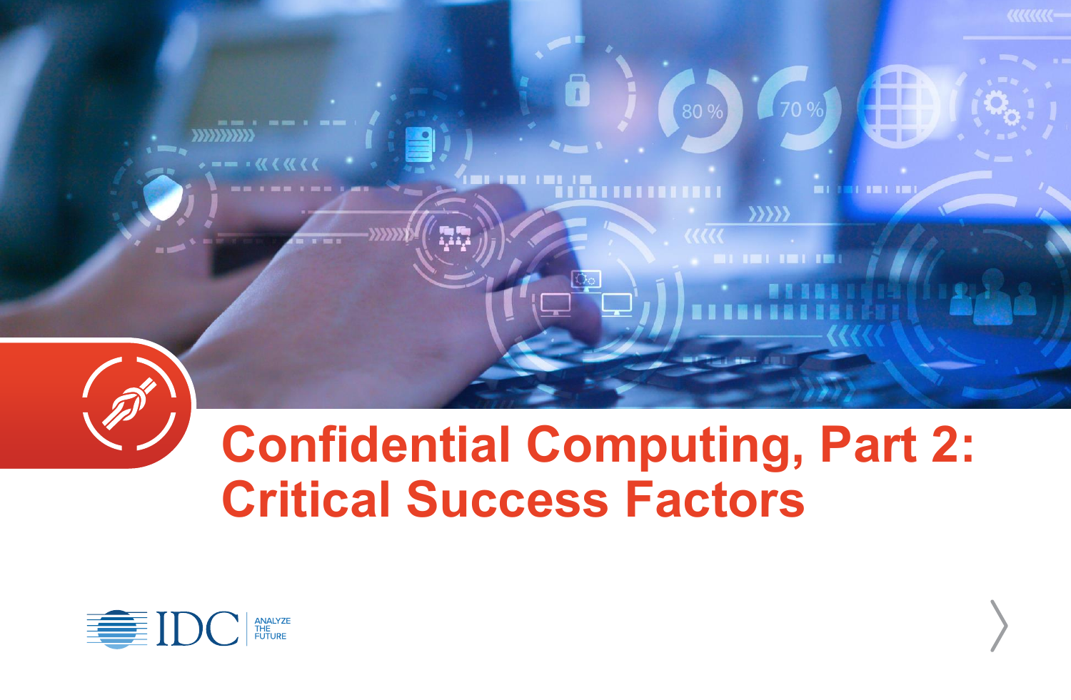# Confidential Computing, Part 2: Critical Success Factors

IDC ANALYZE THE FUTURE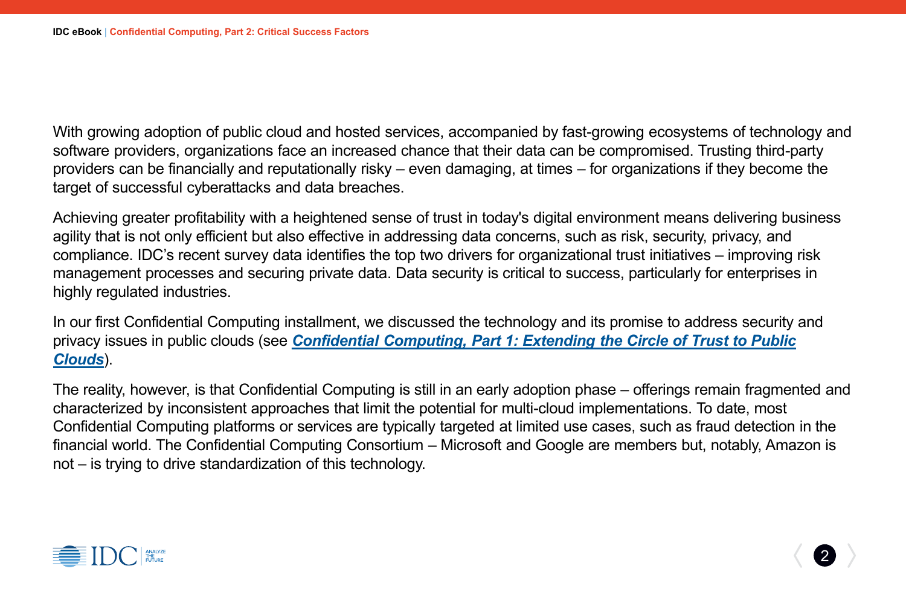With growing adoption of public cloud and hosted services, accompanied by fast-growing ecosystems of technology and software providers, organizations face an increased chance that their data can be compromised. Trusting third-party providers can be financially and reputationally risky – even damaging, at times – for organizations if they become the target of successful cyberattacks and data breaches.

Achieving greater profitability with a heightened sense of trust in today's digital environment means delivering business agility that is not only efficient but also effective in addressing data concerns, such as risk, security, privacy, and compliance. IDC's recent survey data identifies the top two drivers for organizational trust initiatives – improving risk management processes and securing private data. Data security is critical to success, particularly for enterprises in highly regulated industries.

In our first Confidential Computing installment, we discussed the technology and its promise to address security and privacy issues in public clouds (see ***Confidential Computing, Part 1: Extending the Circle of Trust to Public Clouds***).

The reality, however, is that Confidential Computing is still in an early adoption phase – offerings remain fragmented and characterized by inconsistent approaches that limit the potential for multi-cloud implementations. To date, most Confidential Computing platforms or services are typically targeted at limited use cases, such as fraud detection in the financial world. The Confidential Computing Consortium – Microsoft and Google are members but, notably, Amazon is not – is trying to drive standardization of this technology.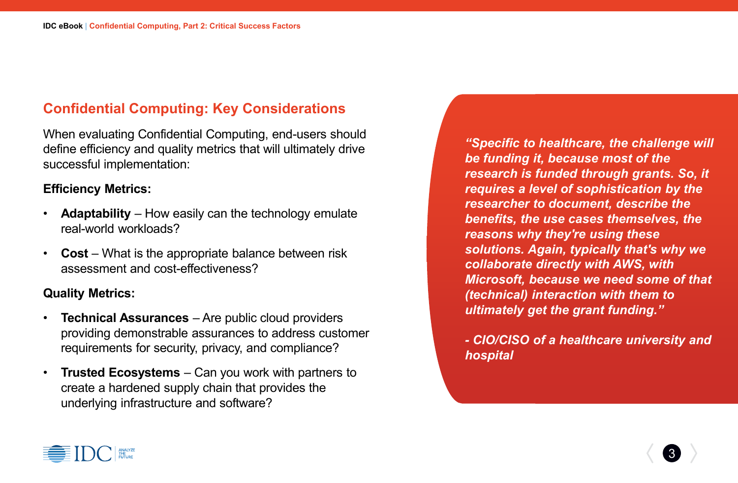## Confidential Computing: Key Considerations

When evaluating Confidential Computing, end-users should define efficiency and quality metrics that will ultimately drive successful implementation:

**Efficiency Metrics:**

- **Adaptability** – How easily can the technology emulate real-world workloads?
- **Cost** – What is the appropriate balance between risk assessment and cost-effectiveness?

**Quality Metrics:**

- **Technical Assurances** – Are public cloud providers providing demonstrable assurances to address customer requirements for security, privacy, and compliance?
- **Trusted Ecosystems** – Can you work with partners to create a hardened supply chain that provides the underlying infrastructure and software?

***"Specific to healthcare, the challenge will be funding it, because most of the research is funded through grants. So, it requires a level of sophistication by the researcher to document, describe the benefits, the use cases themselves, the reasons why they're using these solutions. Again, typically that's why we collaborate directly with AWS, with Microsoft, because we need some of that (technical) interaction with them to ultimately get the grant funding."***

***- CIO/CISO of a healthcare university and hospital***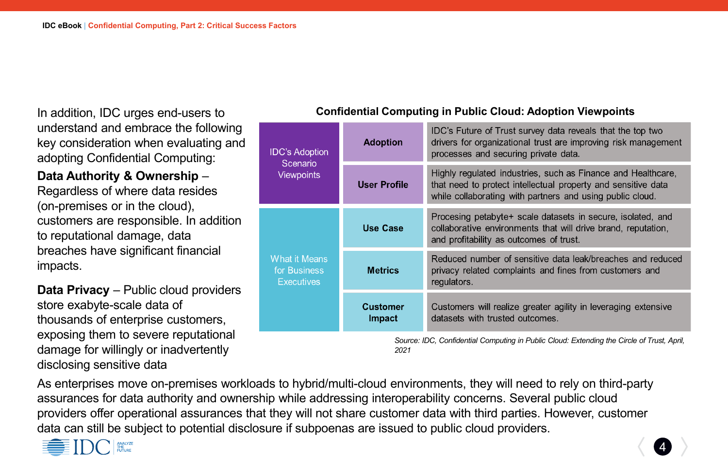In addition, IDC urges end-users to understand and embrace the following key consideration when evaluating and adopting Confidential Computing:

**Data Authority & Ownership** – Regardless of where data resides (on-premises or in the cloud), customers are responsible. In addition to reputational damage, data breaches have significant financial impacts.

**Data Privacy** – Public cloud providers store exabyte-scale data of thousands of enterprise customers, exposing them to severe reputational damage for willingly or inadvertently disclosing sensitive data

**Confidential Computing in Public Cloud: Adoption Viewpoints**

| | | |
|---|---|---|
| IDC's Adoption Scenario Viewpoints | **Adoption** | IDC's Future of Trust survey data reveals that the top two drivers for organizational trust are improving risk management processes and securing private data. |
| | **User Profile** | Highly regulated industries, such as Finance and Healthcare, that need to protect intellectual property and sensitive data while collaborating with partners and using public cloud. |
| What it Means for Business Executives | **Use Case** | Procesing petabyte+ scale datasets in secure, isolated, and collaborative environments that will drive brand, reputation, and profitability as outcomes of trust. |
| | **Metrics** | Reduced number of sensitive data leak/breaches and reduced privacy related complaints and fines from customers and regulators. |
| | **Customer Impact** | Customers will realize greater agility in leveraging extensive datasets with trusted outcomes. |

*Source: IDC, Confidential Computing in Public Cloud: Extending the Circle of Trust, April, 2021*

As enterprises move on-premises workloads to hybrid/multi-cloud environments, they will need to rely on third-party assurances for data authority and ownership while addressing interoperability concerns. Several public cloud providers offer operational assurances that they will not share customer data with third parties. However, customer data can still be subject to potential disclosure if subpoenas are issued to public cloud providers.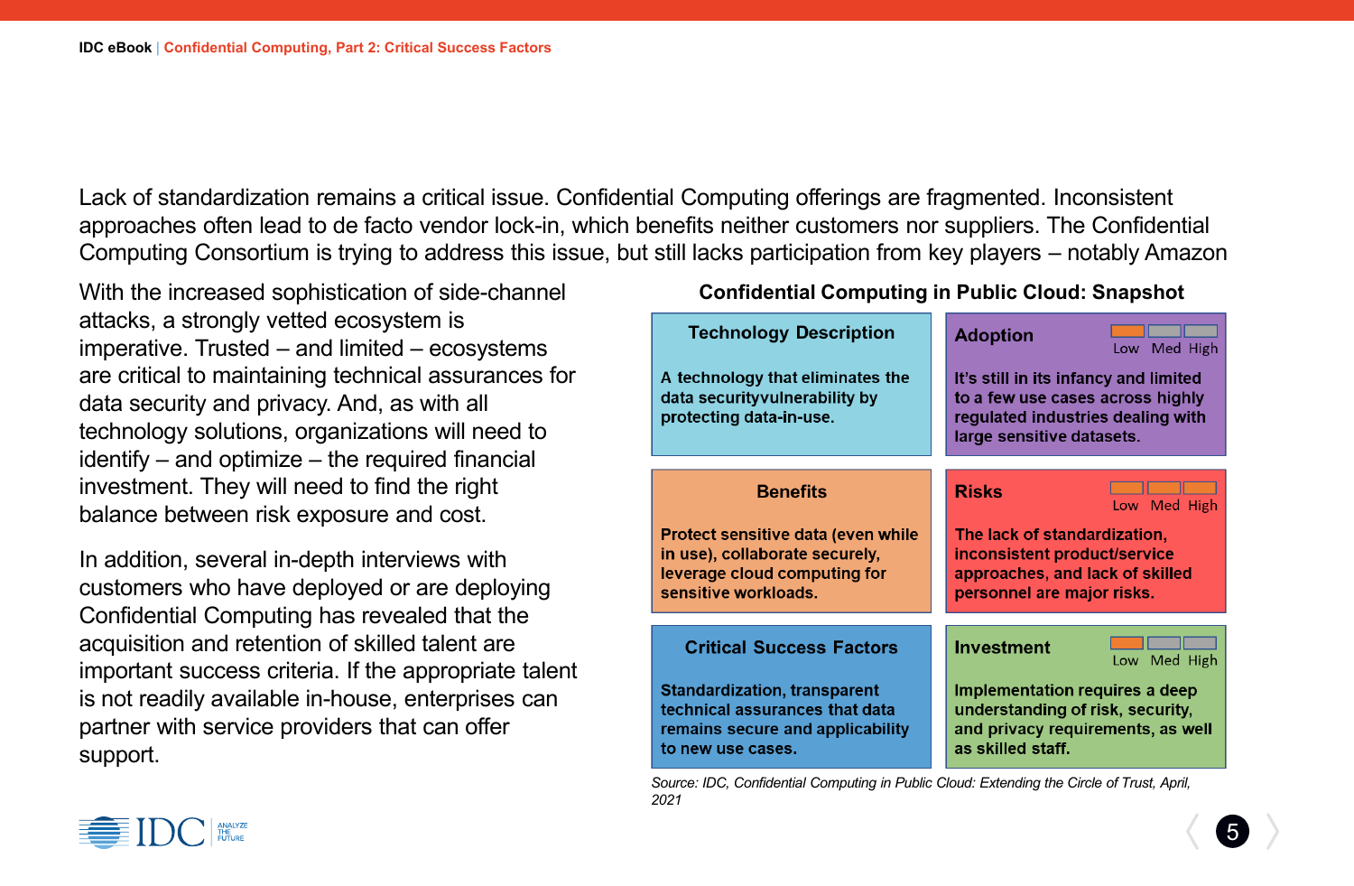Lack of standardization remains a critical issue. Confidential Computing offerings are fragmented. Inconsistent approaches often lead to de facto vendor lock-in, which benefits neither customers nor suppliers. The Confidential Computing Consortium is trying to address this issue, but still lacks participation from key players – notably Amazon

With the increased sophistication of side-channel attacks, a strongly vetted ecosystem is imperative. Trusted – and limited – ecosystems are critical to maintaining technical assurances for data security and privacy. And, as with all technology solutions, organizations will need to identify – and optimize – the required financial investment. They will need to find the right balance between risk exposure and cost.

In addition, several in-depth interviews with customers who have deployed or are deploying Confidential Computing has revealed that the acquisition and retention of skilled talent are important success criteria. If the appropriate talent is not readily available in-house, enterprises can partner with service providers that can offer support.

**Confidential Computing in Public Cloud: Snapshot**

| Category | Level (Low / Med / High) | Description |
|---|---|---|
| **Technology Description** | | A technology that eliminates the data securityvulnerability by protecting data-in-use. |
| **Adoption** | Low | It's still in its infancy and limited to a few use cases across highly regulated industries dealing with large sensitive datasets. |
| **Benefits** | | Protect sensitive data (even while in use), collaborate securely, leverage cloud computing for sensitive workloads. |
| **Risks** | High | The lack of standardization, inconsistent product/service approaches, and lack of skilled personnel are major risks. |
| **Critical Success Factors** | | Standardization, transparent technical assurances that data remains secure and applicability to new use cases. |
| **Investment** | Low | Implementation requires a deep understanding of risk, security, and privacy requirements, as well as skilled staff. |

*Source: IDC, Confidential Computing in Public Cloud: Extending the Circle of Trust, April, 2021*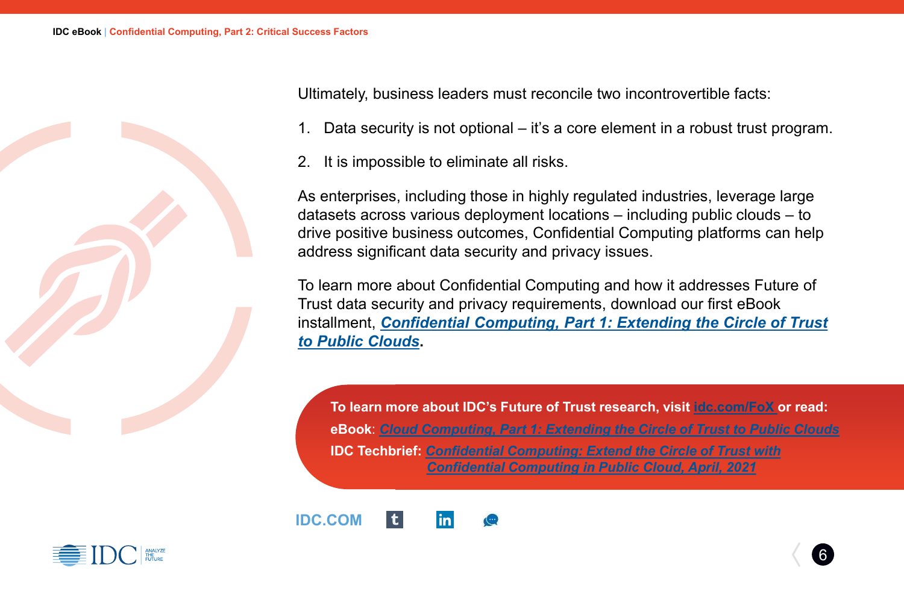Ultimately, business leaders must reconcile two incontrovertible facts:

1. Data security is not optional – it's a core element in a robust trust program.
2. It is impossible to eliminate all risks.

As enterprises, including those in highly regulated industries, leverage large datasets across various deployment locations – including public clouds – to drive positive business outcomes, Confidential Computing platforms can help address significant data security and privacy issues.

To learn more about Confidential Computing and how it addresses Future of Trust data security and privacy requirements, download our first eBook installment, ***Confidential Computing, Part 1: Extending the Circle of Trust to Public Clouds***.

**To learn more about IDC's Future of Trust research, visit idc.com/FoX or read:**

**eBook**: *Cloud Computing, Part 1: Extending the Circle of Trust to Public Clouds*

**IDC Techbrief:** *Confidential Computing: Extend the Circle of Trust with Confidential Computing in Public Cloud, April, 2021*

IDC.COM